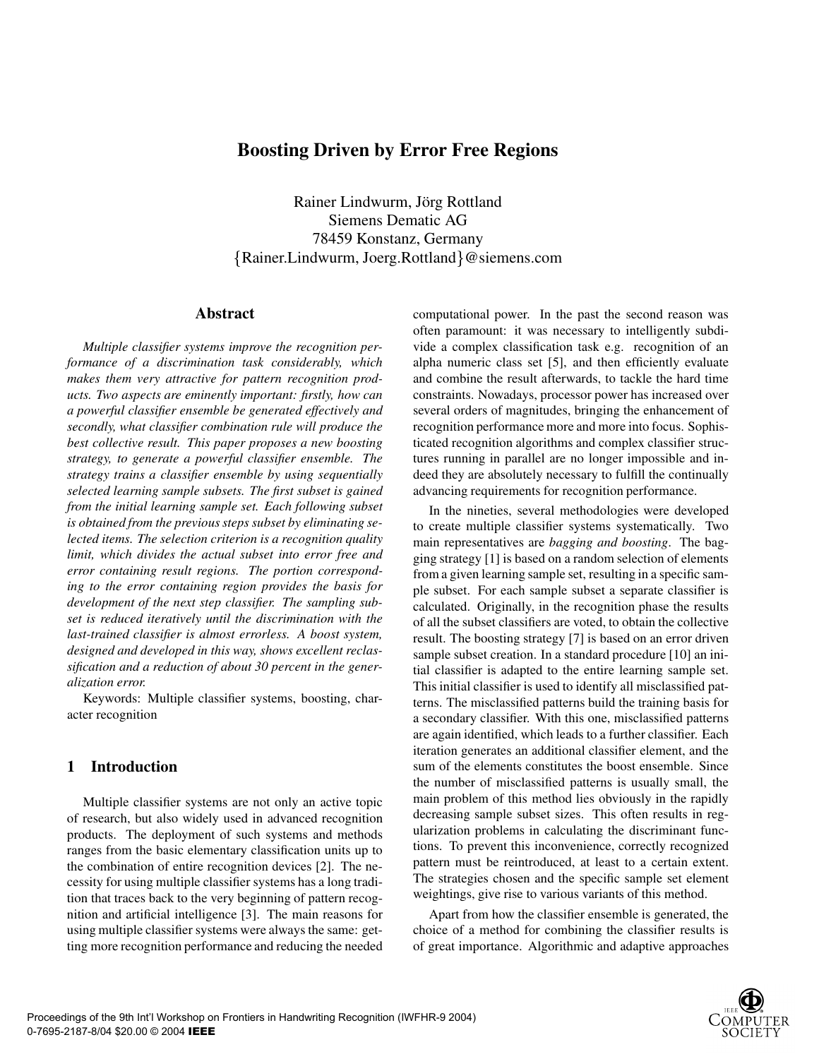# Boosting Driven by Error Free Regions

Rainer Lindwurm, Jörg Rottland
Siemens Dematic AG
78459 Konstanz, Germany
{Rainer.Lindwurm, Joerg.Rottland}@siemens.com

## Abstract

*Multiple classifier systems improve the recognition performance of a discrimination task considerably, which makes them very attractive for pattern recognition products. Two aspects are eminently important: firstly, how can a powerful classifier ensemble be generated effectively and secondly, what classifier combination rule will produce the best collective result. This paper proposes a new boosting strategy, to generate a powerful classifier ensemble. The strategy trains a classifier ensemble by using sequentially selected learning sample subsets. The first subset is gained from the initial learning sample set. Each following subset is obtained from the previous steps subset by eliminating selected items. The selection criterion is a recognition quality limit, which divides the actual subset into error free and error containing result regions. The portion corresponding to the error containing region provides the basis for development of the next step classifier. The sampling subset is reduced iteratively until the discrimination with the last-trained classifier is almost errorless. A boost system, designed and developed in this way, shows excellent reclassification and a reduction of about 30 percent in the generalization error.*

Keywords: Multiple classifier systems, boosting, character recognition

## 1 Introduction

Multiple classifier systems are not only an active topic of research, but also widely used in advanced recognition products. The deployment of such systems and methods ranges from the basic elementary classification units up to the combination of entire recognition devices [2]. The necessity for using multiple classifier systems has a long tradition that traces back to the very beginning of pattern recognition and artificial intelligence [3]. The main reasons for using multiple classifier systems were always the same: getting more recognition performance and reducing the needed computational power. In the past the second reason was often paramount: it was necessary to intelligently subdivide a complex classification task e.g. recognition of an alpha numeric class set [5], and then efficiently evaluate and combine the result afterwards, to tackle the hard time constraints. Nowadays, processor power has increased over several orders of magnitudes, bringing the enhancement of recognition performance more and more into focus. Sophisticated recognition algorithms and complex classifier structures running in parallel are no longer impossible and indeed they are absolutely necessary to fulfill the continually advancing requirements for recognition performance.

In the nineties, several methodologies were developed to create multiple classifier systems systematically. Two main representatives are *bagging and boosting*. The bagging strategy [1] is based on a random selection of elements from a given learning sample set, resulting in a specific sample subset. For each sample subset a separate classifier is calculated. Originally, in the recognition phase the results of all the subset classifiers are voted, to obtain the collective result. The boosting strategy [7] is based on an error driven sample subset creation. In a standard procedure [10] an initial classifier is adapted to the entire learning sample set. This initial classifier is used to identify all misclassified patterns. The misclassified patterns build the training basis for a secondary classifier. With this one, misclassified patterns are again identified, which leads to a further classifier. Each iteration generates an additional classifier element, and the sum of the elements constitutes the boost ensemble. Since the number of misclassified patterns is usually small, the main problem of this method lies obviously in the rapidly decreasing sample subset sizes. This often results in regularization problems in calculating the discriminant functions. To prevent this inconvenience, correctly recognized pattern must be reintroduced, at least to a certain extent. The strategies chosen and the specific sample set element weightings, give rise to various variants of this method.

Apart from how the classifier ensemble is generated, the choice of a method for combining the classifier results is of great importance. Algorithmic and adaptive approaches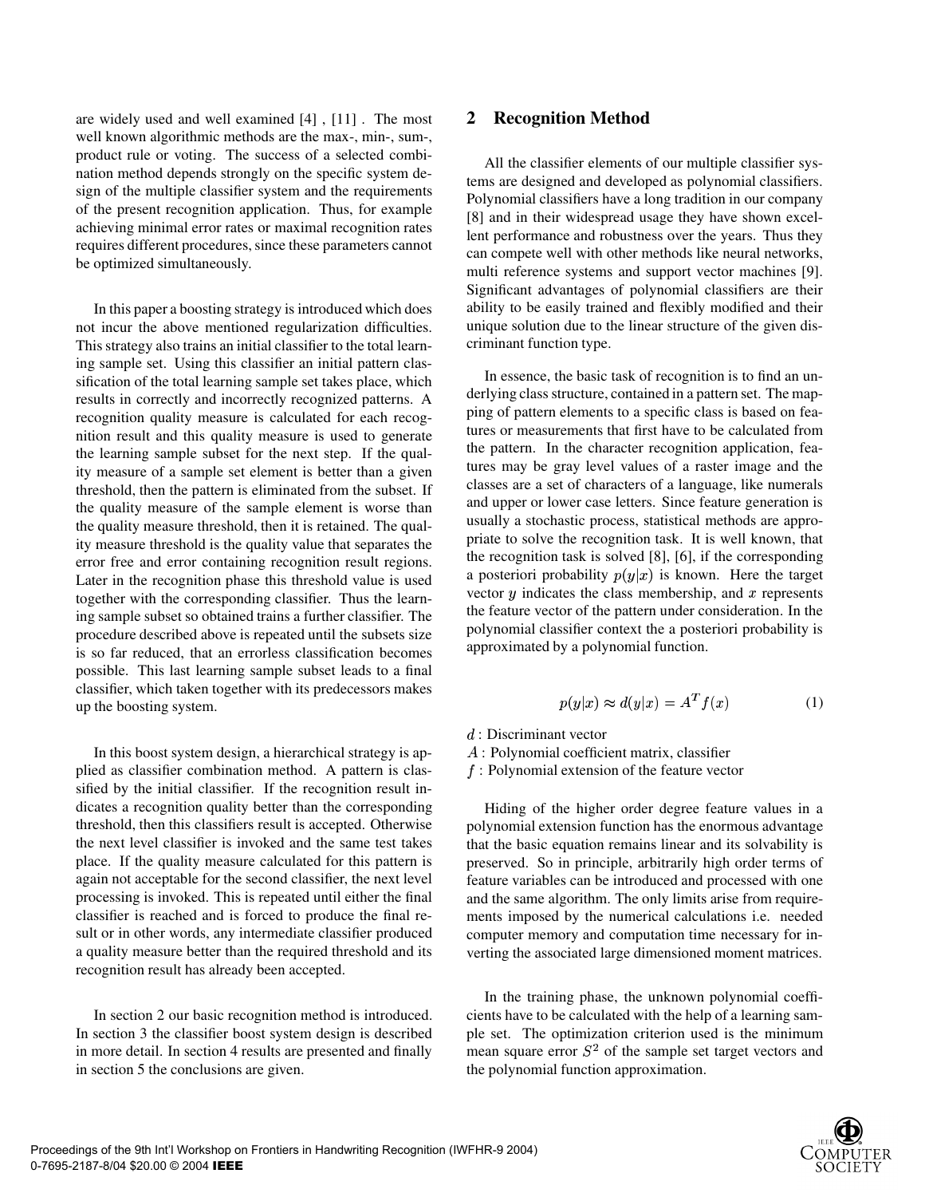are widely used and well examined [4] , [11] . The most well known algorithmic methods are the max-, min-, sum-, product rule or voting. The success of a selected combination method depends strongly on the specific system design of the multiple classifier system and the requirements of the present recognition application. Thus, for example achieving minimal error rates or maximal recognition rates requires different procedures, since these parameters cannot be optimized simultaneously.

In this paper a boosting strategy is introduced which does not incur the above mentioned regularization difficulties. This strategy also trains an initial classifier to the total learning sample set. Using this classifier an initial pattern classification of the total learning sample set takes place, which results in correctly and incorrectly recognized patterns. A recognition quality measure is calculated for each recognition result and this quality measure is used to generate the learning sample subset for the next step. If the quality measure of a sample set element is better than a given threshold, then the pattern is eliminated from the subset. If the quality measure of the sample element is worse than the quality measure threshold, then it is retained. The quality measure threshold is the quality value that separates the error free and error containing recognition result regions. Later in the recognition phase this threshold value is used together with the corresponding classifier. Thus the learning sample subset so obtained trains a further classifier. The procedure described above is repeated until the subsets size is so far reduced, that an errorless classification becomes possible. This last learning sample subset leads to a final classifier, which taken together with its predecessors makes up the boosting system.

In this boost system design, a hierarchical strategy is applied as classifier combination method. A pattern is classified by the initial classifier. If the recognition result indicates a recognition quality better than the corresponding threshold, then this classifiers result is accepted. Otherwise the next level classifier is invoked and the same test takes place. If the quality measure calculated for this pattern is again not acceptable for the second classifier, the next level processing is invoked. This is repeated until either the final classifier is reached and is forced to produce the final result or in other words, any intermediate classifier produced a quality measure better than the required threshold and its recognition result has already been accepted.

In section 2 our basic recognition method is introduced. In section 3 the classifier boost system design is described in more detail. In section 4 results are presented and finally in section 5 the conclusions are given.

## 2 Recognition Method

All the classifier elements of our multiple classifier systems are designed and developed as polynomial classifiers. Polynomial classifiers have a long tradition in our company [8] and in their widespread usage they have shown excellent performance and robustness over the years. Thus they can compete well with other methods like neural networks, multi reference systems and support vector machines [9]. Significant advantages of polynomial classifiers are their ability to be easily trained and flexibly modified and their unique solution due to the linear structure of the given discriminant function type.

In essence, the basic task of recognition is to find an underlying class structure, contained in a pattern set. The mapping of pattern elements to a specific class is based on features or measurements that first have to be calculated from the pattern. In the character recognition application, features may be gray level values of a raster image and the classes are a set of characters of a language, like numerals and upper or lower case letters. Since feature generation is usually a stochastic process, statistical methods are appropriate to solve the recognition task. It is well known, that the recognition task is solved [8], [6], if the corresponding a posteriori probability $p(y|x)$ is known. Here the target vector $y$ indicates the class membership, and $x$ represents the feature vector of the pattern under consideration. In the polynomial classifier context the a posteriori probability is approximated by a polynomial function.

$$p(y|x) \approx d(y|x) = A^T f(x) \tag{1}$$

$d$ : Discriminant vector  
$A$ : Polynomial coefficient matrix, classifier  
$f$ : Polynomial extension of the feature vector

Hiding of the higher order degree feature values in a polynomial extension function has the enormous advantage that the basic equation remains linear and its solvability is preserved. So in principle, arbitrarily high order terms of feature variables can be introduced and processed with one and the same algorithm. The only limits arise from requirements imposed by the numerical calculations i.e. needed computer memory and computation time necessary for inverting the associated large dimensioned moment matrices.

In the training phase, the unknown polynomial coefficients have to be calculated with the help of a learning sample set. The optimization criterion used is the minimum mean square error $S^2$ of the sample set target vectors and the polynomial function approximation.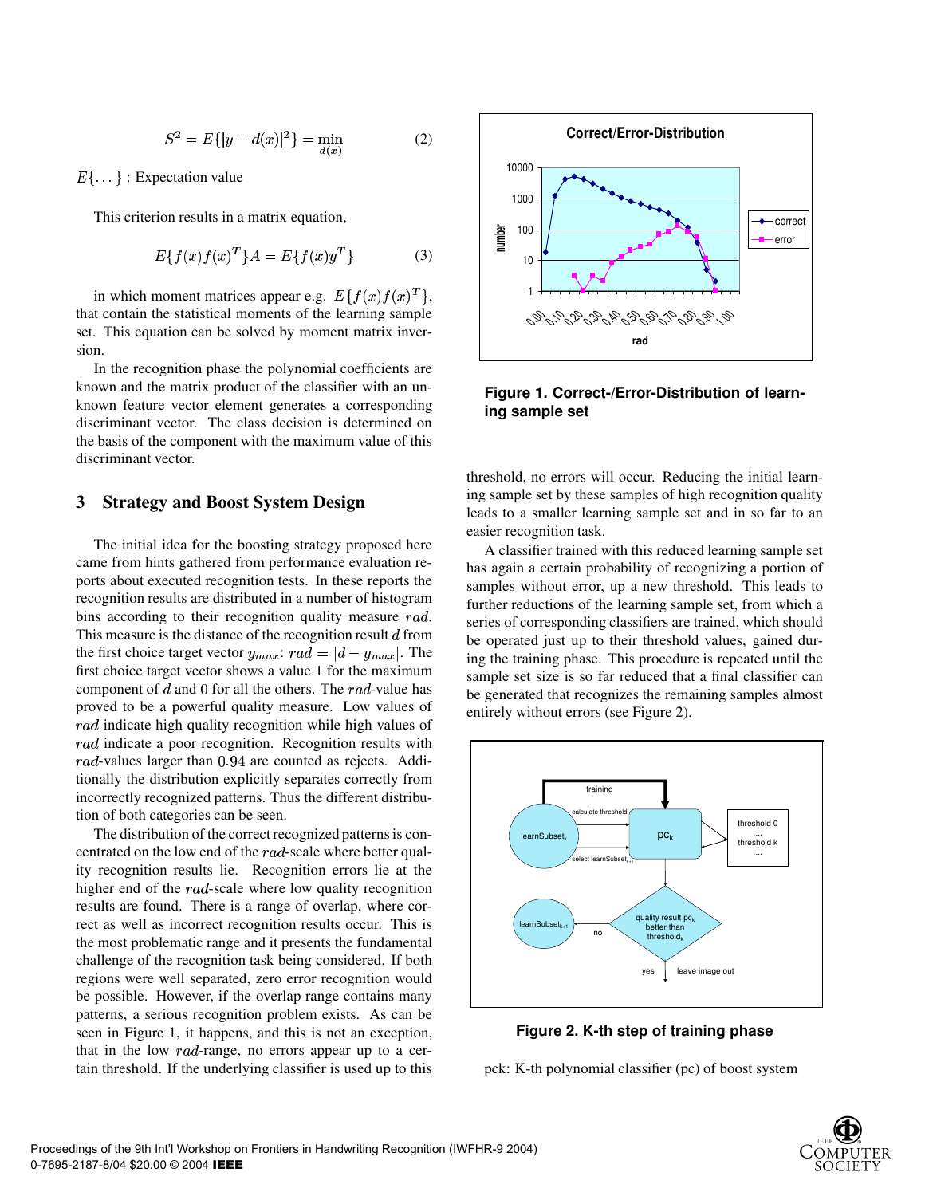$$S^2 = E\{|y - d(x)|^2\} = \min_{d(x)} \qquad (2)$$

$E\{\dots\}$ : Expectation value

This criterion results in a matrix equation,

$$E\{f(x)f(x)^T\}A = E\{f(x)y^T\} \qquad (3)$$

in which moment matrices appear e.g. $E\{f(x)f(x)^T\}$, that contain the statistical moments of the learning sample set. This equation can be solved by moment matrix inversion.

In the recognition phase the polynomial coefficients are known and the matrix product of the classifier with an unknown feature vector element generates a corresponding discriminant vector. The class decision is determined on the basis of the component with the maximum value of this discriminant vector.

## 3 Strategy and Boost System Design

The initial idea for the boosting strategy proposed here came from hints gathered from performance evaluation reports about executed recognition tests. In these reports the recognition results are distributed in a number of histogram bins according to their recognition quality measure $rad$. This measure is the distance of the recognition result $d$ from the first choice target vector $y_{max}$: $rad = |d - y_{max}|$. The first choice target vector shows a value 1 for the maximum component of $d$ and 0 for all the others. The $rad$-value has proved to be a powerful quality measure. Low values of $rad$ indicate high quality recognition while high values of $rad$ indicate a poor recognition. Recognition results with $rad$-values larger than 0.94 are counted as rejects. Additionally the distribution explicitly separates correctly from incorrectly recognized patterns. Thus the different distribution of both categories can be seen.

The distribution of the correct recognized patterns is concentrated on the low end of the $rad$-scale where better quality recognition results lie. Recognition errors lie at the higher end of the $rad$-scale where low quality recognition results are found. There is a range of overlap, where correct as well as incorrect recognition results occur. This is the most problematic range and it presents the fundamental challenge of the recognition task being considered. If both regions were well separated, zero error recognition would be possible. However, if the overlap range contains many patterns, a serious recognition problem exists. As can be seen in Figure 1, it happens, and this is not an exception, that in the low $rad$-range, no errors appear up to a certain threshold. If the underlying classifier is used up to this threshold, no errors will occur. Reducing the initial learning sample set by these samples of high recognition quality leads to a smaller learning sample set and in so far to an easier recognition task.

**Figure 1. Correct-/Error-Distribution of learning sample set**

A classifier trained with this reduced learning sample set has again a certain probability of recognizing a portion of samples without error, up a new threshold. This leads to further reductions of the learning sample set, from which a series of corresponding classifiers are trained, which should be operated just up to their threshold values, gained during the training phase. This procedure is repeated until the sample set size is so far reduced that a final classifier can be generated that recognizes the remaining samples almost entirely without errors (see Figure 2).

**Figure 2. K-th step of training phase**

pck: K-th polynomial classifier (pc) of boost system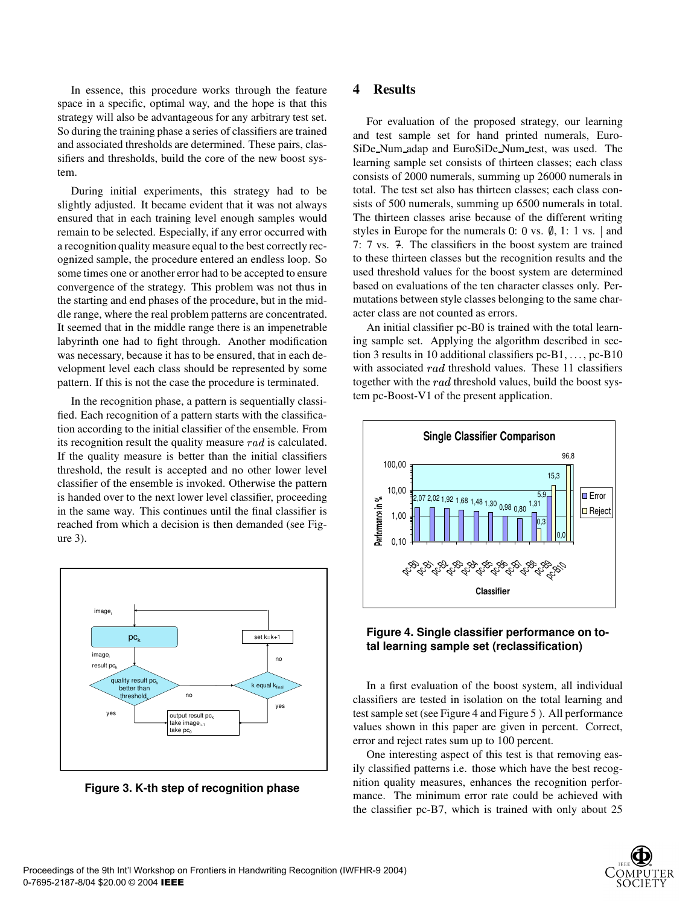In essence, this procedure works through the feature space in a specific, optimal way, and the hope is that this strategy will also be advantageous for any arbitrary test set. So during the training phase a series of classifiers are trained and associated thresholds are determined. These pairs, classifiers and thresholds, build the core of the new boost system.

During initial experiments, this strategy had to be slightly adjusted. It became evident that it was not always ensured that in each training level enough samples would remain to be selected. Especially, if any error occurred with a recognition quality measure equal to the best correctly recognized sample, the procedure entered an endless loop. So some times one or another error had to be accepted to ensure convergence of the strategy. This problem was not thus in the starting and end phases of the procedure, but in the middle range, where the real problem patterns are concentrated. It seemed that in the middle range there is an impenetrable labyrinth one had to fight through. Another modification was necessary, because it has to be ensured, that in each development level each class should be represented by some pattern. If this is not the case the procedure is terminated.

In the recognition phase, a pattern is sequentially classified. Each recognition of a pattern starts with the classification according to the initial classifier of the ensemble. From its recognition result the quality measure $rad$ is calculated. If the quality measure is better than the initial classifiers threshold, the result is accepted and no other lower level classifier of the ensemble is invoked. Otherwise the pattern is handed over to the next lower level classifier, proceeding in the same way. This continues until the final classifier is reached from which a decision is then demanded (see Figure 3).

image$_i$

pc$_k$

image$_i$

result pc$_k$

quality result pc$_k$ better than threshold$_k$

no

yes

k equal k$_{final}$

no

yes

set k=k+1

output result pc$_k$
take image$_{i+1}$
take pc$_0$

**Figure 3. K-th step of recognition phase**

## 4 Results

For evaluation of the proposed strategy, our learning and test sample set for hand printed numerals, EuroSiDe_Num_adap and EuroSiDe_Num_test, was used. The learning sample set consists of thirteen classes; each class consists of 2000 numerals, summing up 26000 numerals in total. The test set also has thirteen classes; each class consists of 500 numerals, summing up 6500 numerals in total. The thirteen classes arise because of the different writing styles in Europe for the numerals 0: 0 vs. ∅, 1: 1 vs. | and 7: 7 vs. 7. The classifiers in the boost system are trained to these thirteen classes but the recognition results and the used threshold values for the boost system are determined based on evaluations of the ten character classes only. Permutations between style classes belonging to the same character class are not counted as errors.

An initial classifier pc-B0 is trained with the total learning sample set. Applying the algorithm described in section 3 results in 10 additional classifiers pc-B1, ..., pc-B10 with associated $rad$ threshold values. These 11 classifiers together with the $rad$ threshold values, build the boost system pc-Boost-V1 of the present application.

Single Classifier Comparison

Performance in %

100,00
10,00
1,00
0,10

2,07 2,02 1,92 1,68 1,48 1,30 0,98 0,80 1,31 0,3 5,9 15,3 0,0 96,8

pc-B0 pc-B1 pc-B2 pc-B3 pc-B4 pc-B5 pc-B6 pc-B7 pc-B8 pc-B9 pc-B10

Classifier

Error
Reject

**Figure 4. Single classifier performance on total learning sample set (reclassification)**

In a first evaluation of the boost system, all individual classifiers are tested in isolation on the total learning and test sample set (see Figure 4 and Figure 5 ). All performance values shown in this paper are given in percent. Correct, error and reject rates sum up to 100 percent.

One interesting aspect of this test is that removing easily classified patterns i.e. those which have the best recognition quality measures, enhances the recognition performance. The minimum error rate could be achieved with the classifier pc-B7, which is trained with only about 25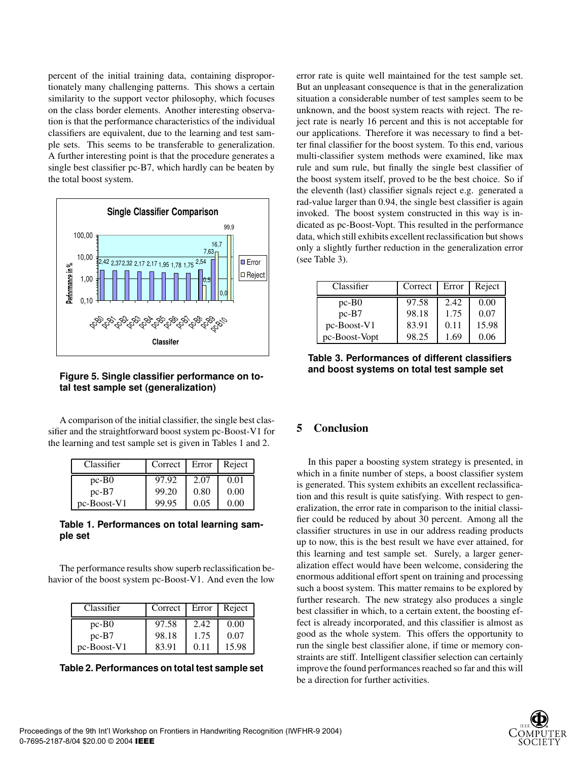percent of the initial training data, containing disproportionately many challenging patterns. This shows a certain similarity to the support vector philosophy, which focuses on the class border elements. Another interesting observation is that the performance characteristics of the individual classifiers are equivalent, due to the learning and test sample sets. This seems to be transferable to generalization. A further interesting point is that the procedure generates a single best classifier pc-B7, which hardly can be beaten by the total boost system.

**Figure 5. Single classifier performance on total test sample set (generalization)**

A comparison of the initial classifier, the single best classifier and the straightforward boost system pc-Boost-V1 for the learning and test sample set is given in Tables 1 and 2.

| Classifier | Correct | Error | Reject |
|---|---|---|---|
| pc-B0 | 97.92 | 2.07 | 0.01 |
| pc-B7 | 99.20 | 0.80 | 0.00 |
| pc-Boost-V1 | 99.95 | 0.05 | 0.00 |

**Table 1. Performances on total learning sample set**

The performance results show superb reclassification behavior of the boost system pc-Boost-V1. And even the low error rate is quite well maintained for the test sample set. But an unpleasant consequence is that in the generalization situation a considerable number of test samples seem to be unknown, and the boost system reacts with reject. The reject rate is nearly 16 percent and this is not acceptable for our applications. Therefore it was necessary to find a better final classifier for the boost system. To this end, various multi-classifier system methods were examined, like max rule and sum rule, but finally the single best classifier of the boost system itself, proved to be the best choice. So if the eleventh (last) classifier signals reject e.g. generated a rad-value larger than 0.94, the single best classifier is again invoked. The boost system constructed in this way is indicated as pc-Boost-Vopt. This resulted in the performance data, which still exhibits excellent reclassification but shows only a slightly further reduction in the generalization error (see Table 3).

| Classifier | Correct | Error | Reject |
|---|---|---|---|
| pc-B0 | 97.58 | 2.42 | 0.00 |
| pc-B7 | 98.18 | 1.75 | 0.07 |
| pc-Boost-V1 | 83.91 | 0.11 | 15.98 |

**Table 2. Performances on total test sample set**

| Classifier | Correct | Error | Reject |
|---|---|---|---|
| pc-B0 | 97.58 | 2.42 | 0.00 |
| pc-B7 | 98.18 | 1.75 | 0.07 |
| pc-Boost-V1 | 83.91 | 0.11 | 15.98 |
| pc-Boost-Vopt | 98.25 | 1.69 | 0.06 |

**Table 3. Performances of different classifiers and boost systems on total test sample set**

## 5 Conclusion

In this paper a boosting system strategy is presented, in which in a finite number of steps, a boost classifier system is generated. This system exhibits an excellent reclassification and this result is quite satisfying. With respect to generalization, the error rate in comparison to the initial classifier could be reduced by about 30 percent. Among all the classifier structures in use in our address reading products up to now, this is the best result we have ever attained, for this learning and test sample set. Surely, a larger generalization effect would have been welcome, considering the enormous additional effort spent on training and processing such a boost system. This matter remains to be explored by further research. The new strategy also produces a single best classifier in which, to a certain extent, the boosting effect is already incorporated, and this classifier is almost as good as the whole system. This offers the opportunity to run the single best classifier alone, if time or memory constraints are stiff. Intelligent classifier selection can certainly improve the found performances reached so far and this will be a direction for further activities.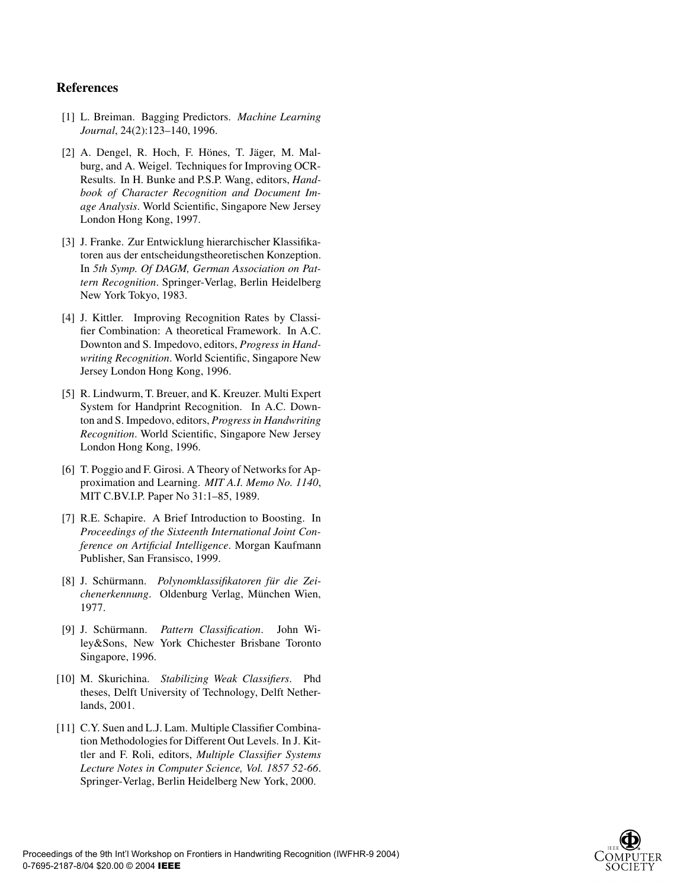## References

[1] L. Breiman. Bagging Predictors. *Machine Learning Journal*, 24(2):123–140, 1996.

[2] A. Dengel, R. Hoch, F. Hönes, T. Jäger, M. Malburg, and A. Weigel. Techniques for Improving OCR-Results. In H. Bunke and P.S.P. Wang, editors, *Handbook of Character Recognition and Document Image Analysis*. World Scientific, Singapore New Jersey London Hong Kong, 1997.

[3] J. Franke. Zur Entwicklung hierarchischer Klassifikatoren aus der entscheidungstheoretischen Konzeption. In *5th Symp. Of DAGM, German Association on Pattern Recognition*. Springer-Verlag, Berlin Heidelberg New York Tokyo, 1983.

[4] J. Kittler. Improving Recognition Rates by Classifier Combination: A theoretical Framework. In A.C. Downton and S. Impedovo, editors, *Progress in Handwriting Recognition*. World Scientific, Singapore New Jersey London Hong Kong, 1996.

[5] R. Lindwurm, T. Breuer, and K. Kreuzer. Multi Expert System for Handprint Recognition. In A.C. Downton and S. Impedovo, editors, *Progress in Handwriting Recognition*. World Scientific, Singapore New Jersey London Hong Kong, 1996.

[6] T. Poggio and F. Girosi. A Theory of Networks for Approximation and Learning. *MIT A.I. Memo No. 1140*, MIT C.BV.I.P. Paper No 31:1–85, 1989.

[7] R.E. Schapire. A Brief Introduction to Boosting. In *Proceedings of the Sixteenth International Joint Conference on Artificial Intelligence*. Morgan Kaufmann Publisher, San Fransisco, 1999.

[8] J. Schürmann. *Polynomklassifikatoren für die Zeichenerkennung*. Oldenburg Verlag, München Wien, 1977.

[9] J. Schürmann. *Pattern Classification*. John Wiley&Sons, New York Chichester Brisbane Toronto Singapore, 1996.

[10] M. Skurichina. *Stabilizing Weak Classifiers*. Phd theses, Delft University of Technology, Delft Netherlands, 2001.

[11] C.Y. Suen and L.J. Lam. Multiple Classifier Combination Methodologies for Different Out Levels. In J. Kittler and F. Roli, editors, *Multiple Classifier Systems Lecture Notes in Computer Science, Vol. 1857 52-66*. Springer-Verlag, Berlin Heidelberg New York, 2000.